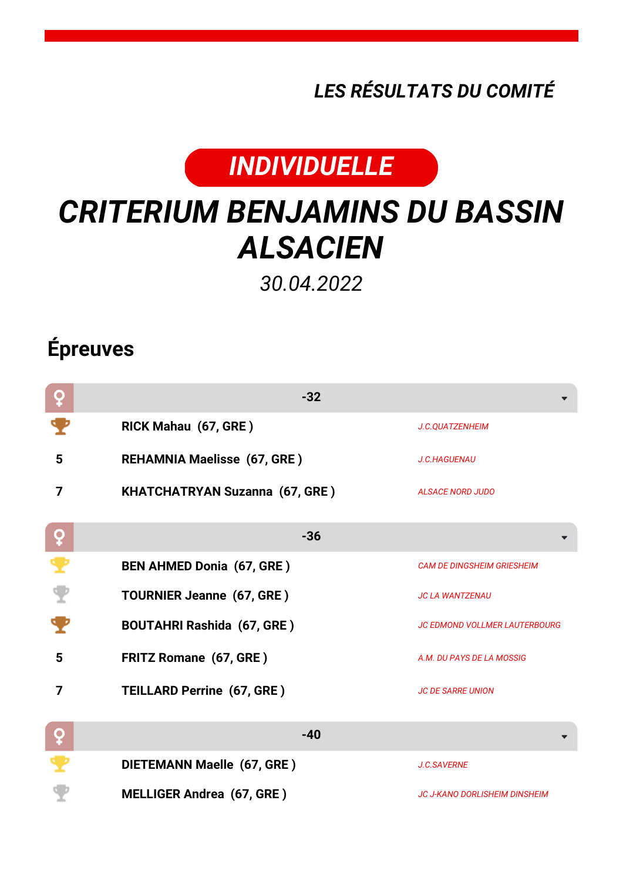*LES RÉSULTATS DU COMITÉ*

**INDIVIDUELLE**

# CRITERIUM BENJAMINS DU BASSIN ALSACIEN

*30.04.2022*

## Épreuves

### -32

| Place | Nom | Club |
|---|---|---|
| 3 | RICK Mahau (67, GRE ) | J.C.QUATZENHEIM |
| 5 | REHAMNIA Maelisse (67, GRE ) | J.C.HAGUENAU |
| 7 | KHATCHATRYAN Suzanna (67, GRE ) | ALSACE NORD JUDO |

### -36

| Place | Nom | Club |
|---|---|---|
| 1 | BEN AHMED Donia (67, GRE ) | CAM DE DINGSHEIM GRIESHEIM |
| 2 | TOURNIER Jeanne (67, GRE ) | JC LA WANTZENAU |
| 3 | BOUTAHRI Rashida (67, GRE ) | JC EDMOND VOLLMER LAUTERBOURG |
| 5 | FRITZ Romane (67, GRE ) | A.M. DU PAYS DE LA MOSSIG |
| 7 | TEILLARD Perrine (67, GRE ) | JC DE SARRE UNION |

### -40

| Place | Nom | Club |
|---|---|---|
| 1 | DIETEMANN Maelle (67, GRE ) | J.C.SAVERNE |
| 2 | MELLIGER Andrea (67, GRE ) | JC J-KANO DORLISHEIM DINSHEIM |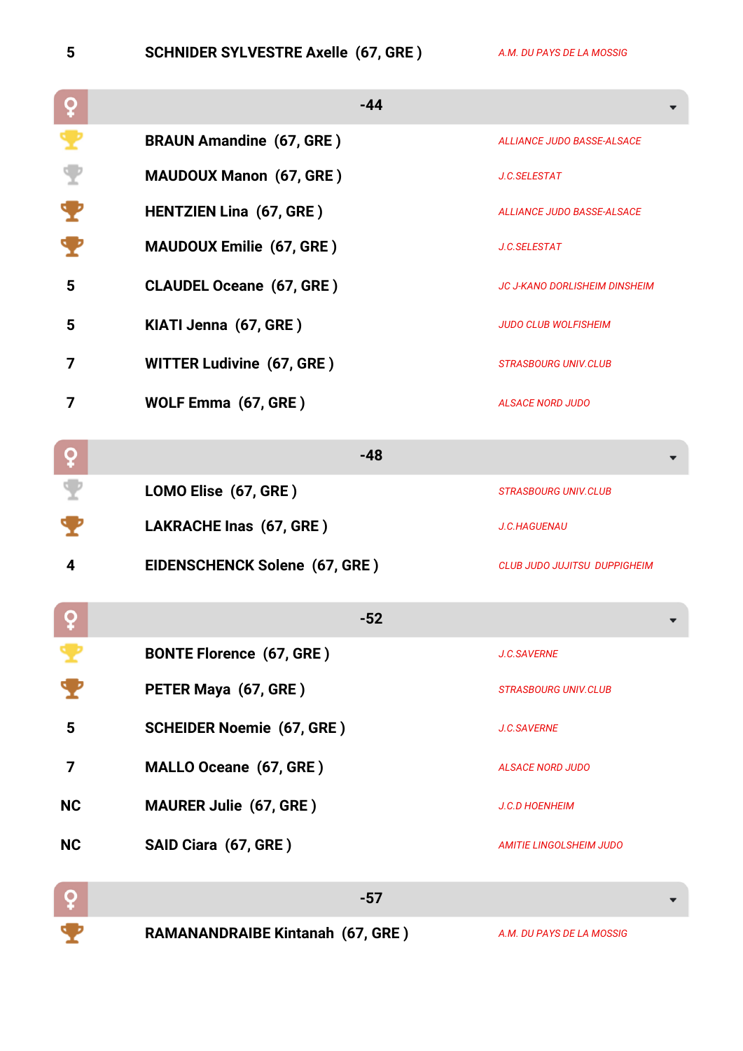| | | |
|---|---|---|
| 5 | **SCHNIDER SYLVESTRE Axelle (67, GRE )** | *A.M. DU PAYS DE LA MOSSIG* |

## ♀ -44

| | | |
|---|---|---|
| 🏆 (or) | **BRAUN Amandine (67, GRE )** | *ALLIANCE JUDO BASSE-ALSACE* |
| 🏆 (argent) | **MAUDOUX Manon (67, GRE )** | *J.C.SELESTAT* |
| 🏆 (bronze) | **HENTZIEN Lina (67, GRE )** | *ALLIANCE JUDO BASSE-ALSACE* |
| 🏆 (bronze) | **MAUDOUX Emilie (67, GRE )** | *J.C.SELESTAT* |
| 5 | **CLAUDEL Oceane (67, GRE )** | *JC J-KANO DORLISHEIM DINSHEIM* |
| 5 | **KIATI Jenna (67, GRE )** | *JUDO CLUB WOLFISHEIM* |
| 7 | **WITTER Ludivine (67, GRE )** | *STRASBOURG UNIV.CLUB* |
| 7 | **WOLF Emma (67, GRE )** | *ALSACE NORD JUDO* |

## ♀ -48

| | | |
|---|---|---|
| 🏆 (argent) | **LOMO Elise (67, GRE )** | *STRASBOURG UNIV.CLUB* |
| 🏆 (bronze) | **LAKRACHE Inas (67, GRE )** | *J.C.HAGUENAU* |
| 4 | **EIDENSCHENCK Solene (67, GRE )** | *CLUB JUDO JUJITSU DUPPIGHEIM* |

## ♀ -52

| | | |
|---|---|---|
| 🏆 (or) | **BONTE Florence (67, GRE )** | *J.C.SAVERNE* |
| 🏆 (bronze) | **PETER Maya (67, GRE )** | *STRASBOURG UNIV.CLUB* |
| 5 | **SCHEIDER Noemie (67, GRE )** | *J.C.SAVERNE* |
| 7 | **MALLO Oceane (67, GRE )** | *ALSACE NORD JUDO* |
| NC | **MAURER Julie (67, GRE )** | *J.C.D HOENHEIM* |
| NC | **SAID Ciara (67, GRE )** | *AMITIE LINGOLSHEIM JUDO* |

## ♀ -57

| | | |
|---|---|---|
| 🏆 (bronze) | **RAMANANDRAIBE Kintanah (67, GRE )** | *A.M. DU PAYS DE LA MOSSIG* |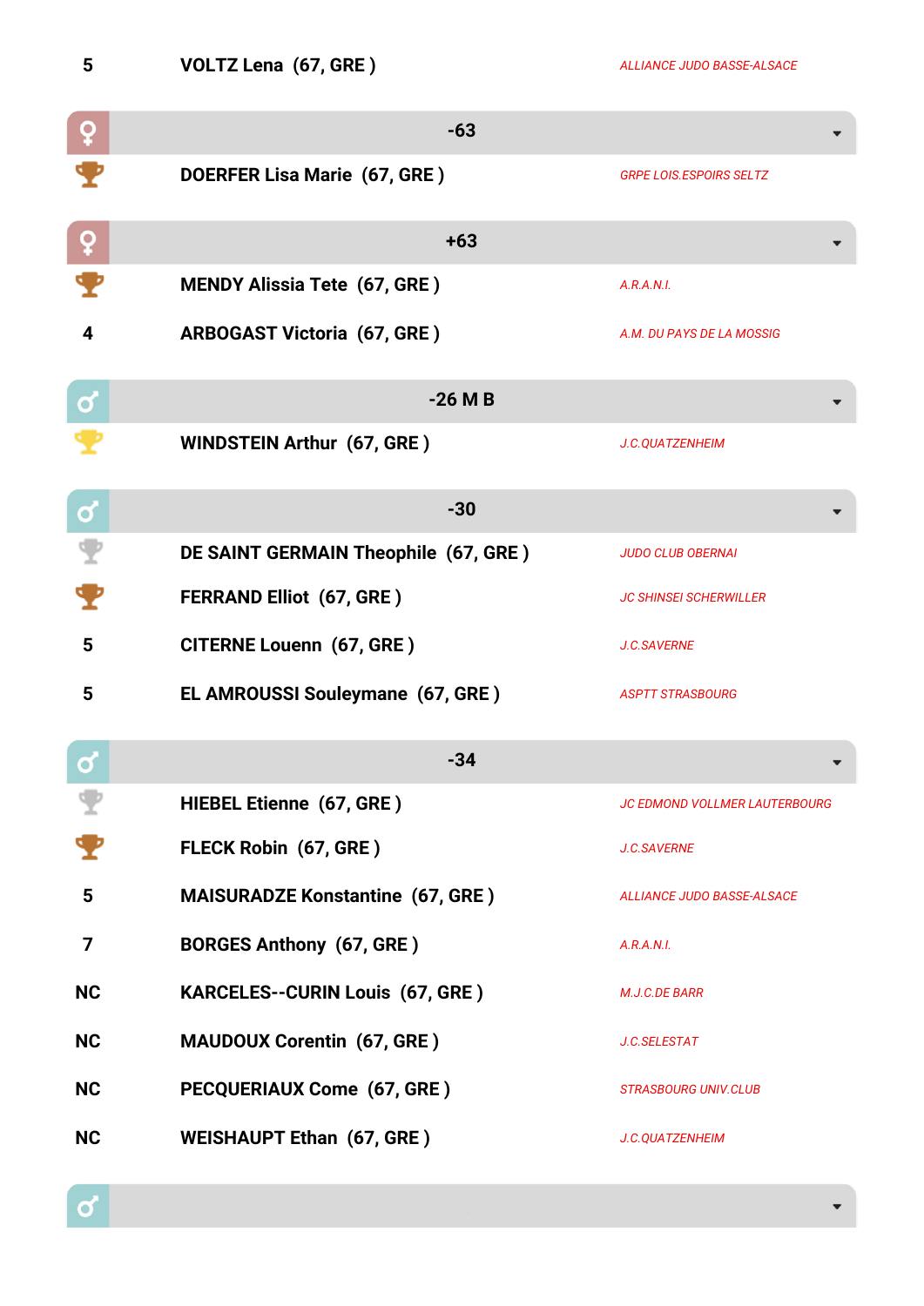| 5 | VOLTZ Lena (67, GRE ) | ALLIANCE JUDO BASSE-ALSACE |
|---|---|---|

## ♀ -63

| Rang | Nom | Club |
|---|---|---|
| 🏆 (bronze) | DOERFER Lisa Marie (67, GRE ) | GRPE LOIS.ESPOIRS SELTZ |

## ♀ +63

| Rang | Nom | Club |
|---|---|---|
| 🏆 (bronze) | MENDY Alissia Tete (67, GRE ) | A.R.A.N.I. |
| 4 | ARBOGAST Victoria (67, GRE ) | A.M. DU PAYS DE LA MOSSIG |

## ♂ -26 M B

| Rang | Nom | Club |
|---|---|---|
| 🏆 (or) | WINDSTEIN Arthur (67, GRE ) | J.C.QUATZENHEIM |

## ♂ -30

| Rang | Nom | Club |
|---|---|---|
| 🏆 (argent) | DE SAINT GERMAIN Theophile (67, GRE ) | JUDO CLUB OBERNAI |
| 🏆 (bronze) | FERRAND Elliot (67, GRE ) | JC SHINSEI SCHERWILLER |
| 5 | CITERNE Louenn (67, GRE ) | J.C.SAVERNE |
| 5 | EL AMROUSSI Souleymane (67, GRE ) | ASPTT STRASBOURG |

## ♂ -34

| Rang | Nom | Club |
|---|---|---|
| 🏆 (argent) | HIEBEL Etienne (67, GRE ) | JC EDMOND VOLLMER LAUTERBOURG |
| 🏆 (bronze) | FLECK Robin (67, GRE ) | J.C.SAVERNE |
| 5 | MAISURADZE Konstantine (67, GRE ) | ALLIANCE JUDO BASSE-ALSACE |
| 7 | BORGES Anthony (67, GRE ) | A.R.A.N.I. |
| NC | KARCELES--CURIN Louis (67, GRE ) | M.J.C.DE BARR |
| NC | MAUDOUX Corentin (67, GRE ) | J.C.SELESTAT |
| NC | PECQUERIAUX Come (67, GRE ) | STRASBOURG UNIV.CLUB |
| NC | WEISHAUPT Ethan (67, GRE ) | J.C.QUATZENHEIM |

## ♂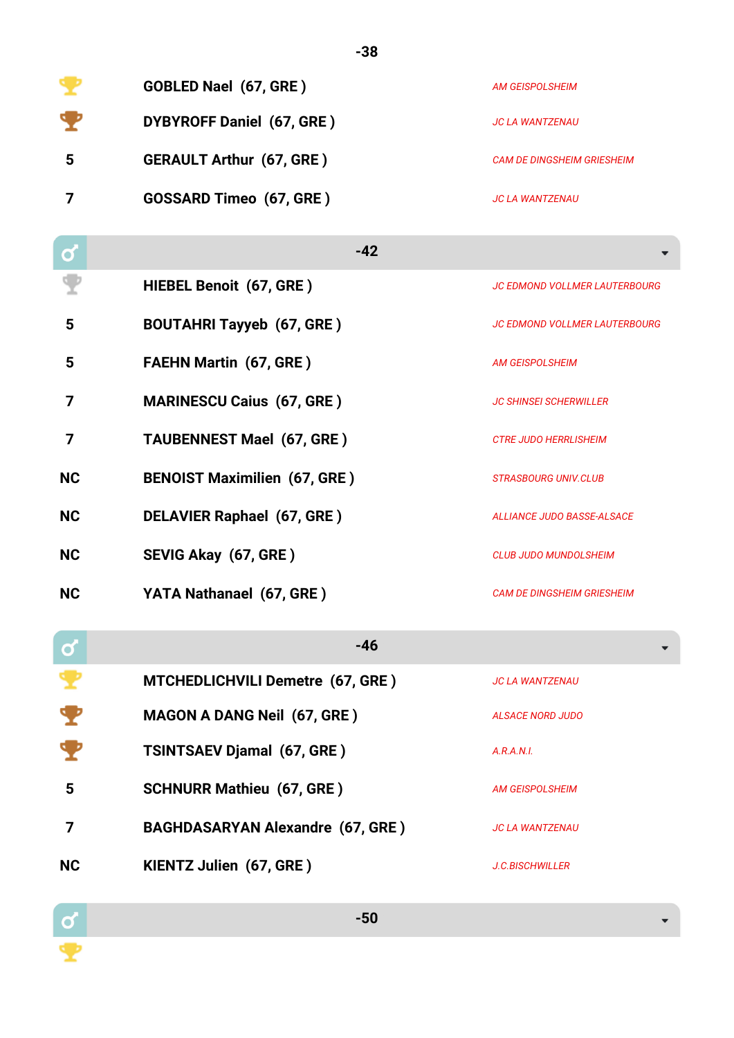## -38

| Place | Name | Club |
|---|---|---|
| 🏆 | GOBLED Nael (67, GRE ) | AM GEISPOLSHEIM |
| 🏆 | DYBYROFF Daniel (67, GRE ) | JC LA WANTZENAU |
| 5 | GERAULT Arthur (67, GRE ) | CAM DE DINGSHEIM GRIESHEIM |
| 7 | GOSSARD Timeo (67, GRE ) | JC LA WANTZENAU |

## ♂ -42

| Place | Name | Club |
|---|---|---|
| 🏆 | HIEBEL Benoit (67, GRE ) | JC EDMOND VOLLMER LAUTERBOURG |
| 5 | BOUTAHRI Tayyeb (67, GRE ) | JC EDMOND VOLLMER LAUTERBOURG |
| 5 | FAEHN Martin (67, GRE ) | AM GEISPOLSHEIM |
| 7 | MARINESCU Caius (67, GRE ) | JC SHINSEI SCHERWILLER |
| 7 | TAUBENNEST Mael (67, GRE ) | CTRE JUDO HERRLISHEIM |
| NC | BENOIST Maximilien (67, GRE ) | STRASBOURG UNIV.CLUB |
| NC | DELAVIER Raphael (67, GRE ) | ALLIANCE JUDO BASSE-ALSACE |
| NC | SEVIG Akay (67, GRE ) | CLUB JUDO MUNDOLSHEIM |
| NC | YATA Nathanael (67, GRE ) | CAM DE DINGSHEIM GRIESHEIM |

## ♂ -46

| Place | Name | Club |
|---|---|---|
| 🏆 | MTCHEDLICHVILI Demetre (67, GRE ) | JC LA WANTZENAU |
| 🏆 | MAGON A DANG Neil (67, GRE ) | ALSACE NORD JUDO |
| 🏆 | TSINTSAEV Djamal (67, GRE ) | A.R.A.N.I. |
| 5 | SCHNURR Mathieu (67, GRE ) | AM GEISPOLSHEIM |
| 7 | BAGHDASARYAN Alexandre (67, GRE ) | JC LA WANTZENAU |
| NC | KIENTZ Julien (67, GRE ) | J.C.BISCHWILLER |

## ♂ -50

🏆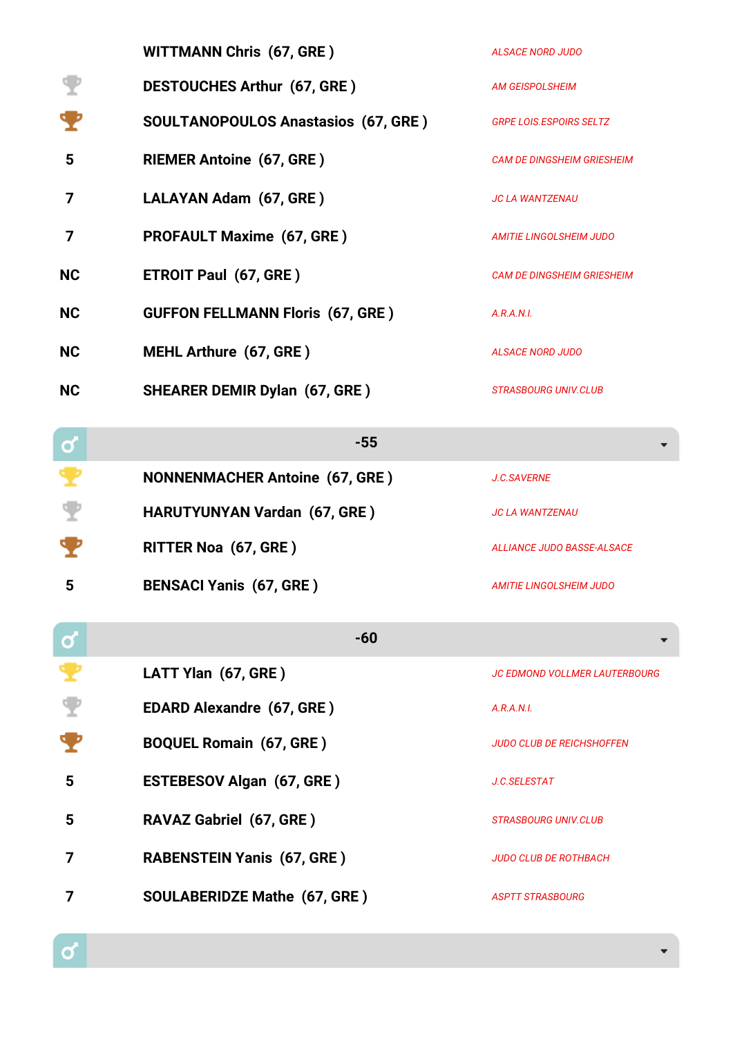| Place | Nom | Club |
|---|---|---|
| | **WITTMANN Chris (67, GRE )** | *ALSACE NORD JUDO* |
| 2 | **DESTOUCHES Arthur (67, GRE )** | *AM GEISPOLSHEIM* |
| 3 | **SOULTANOPOULOS Anastasios (67, GRE )** | *GRPE LOIS.ESPOIRS SELTZ* |
| 5 | **RIEMER Antoine (67, GRE )** | *CAM DE DINGSHEIM GRIESHEIM* |
| 7 | **LALAYAN Adam (67, GRE )** | *JC LA WANTZENAU* |
| 7 | **PROFAULT Maxime (67, GRE )** | *AMITIE LINGOLSHEIM JUDO* |
| NC | **ETROIT Paul (67, GRE )** | *CAM DE DINGSHEIM GRIESHEIM* |
| NC | **GUFFON FELLMANN Floris (67, GRE )** | *A.R.A.N.I.* |
| NC | **MEHL Arthure (67, GRE )** | *ALSACE NORD JUDO* |
| NC | **SHEARER DEMIR Dylan (67, GRE )** | *STRASBOURG UNIV.CLUB* |

## ♂ -55

| Place | Nom | Club |
|---|---|---|
| 1 | **NONNENMACHER Antoine (67, GRE )** | *J.C.SAVERNE* |
| 2 | **HARUTYUNYAN Vardan (67, GRE )** | *JC LA WANTZENAU* |
| 3 | **RITTER Noa (67, GRE )** | *ALLIANCE JUDO BASSE-ALSACE* |
| 5 | **BENSACI Yanis (67, GRE )** | *AMITIE LINGOLSHEIM JUDO* |

## ♂ -60

| Place | Nom | Club |
|---|---|---|
| 1 | **LATT Ylan (67, GRE )** | *JC EDMOND VOLLMER LAUTERBOURG* |
| 2 | **EDARD Alexandre (67, GRE )** | *A.R.A.N.I.* |
| 3 | **BOQUEL Romain (67, GRE )** | *JUDO CLUB DE REICHSHOFFEN* |
| 5 | **ESTEBESOV Algan (67, GRE )** | *J.C.SELESTAT* |
| 5 | **RAVAZ Gabriel (67, GRE )** | *STRASBOURG UNIV.CLUB* |
| 7 | **RABENSTEIN Yanis (67, GRE )** | *JUDO CLUB DE ROTHBACH* |
| 7 | **SOULABERIDZE Mathe (67, GRE )** | *ASPTT STRASBOURG* |

## ♂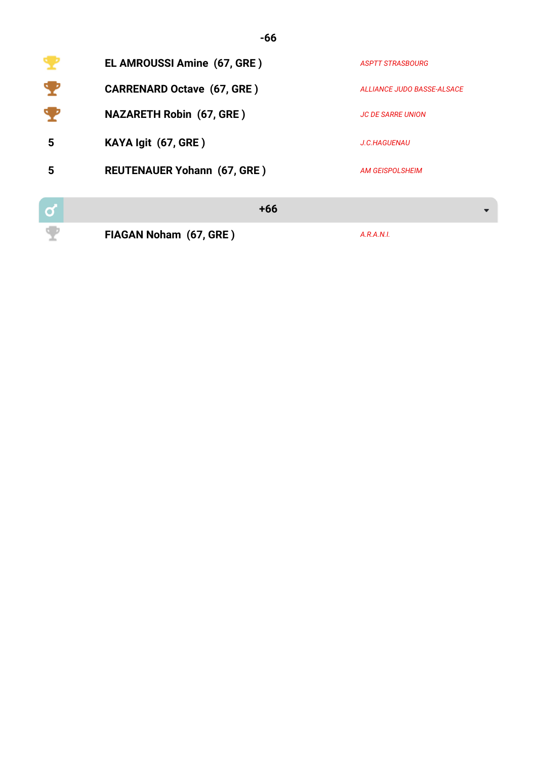## -66

| | | |
|---|---|---|
| 1 | **EL AMROUSSI Amine (67, GRE )** | *ASPTT STRASBOURG* |
| 3 | **CARRENARD Octave (67, GRE )** | *ALLIANCE JUDO BASSE-ALSACE* |
| 3 | **NAZARETH Robin (67, GRE )** | *JC DE SARRE UNION* |
| 5 | **KAYA Igit (67, GRE )** | *J.C.HAGUENAU* |
| 5 | **REUTENAUER Yohann (67, GRE )** | *AM GEISPOLSHEIM* |

## +66

| | | |
|---|---|---|
| 2 | **FIAGAN Noham (67, GRE )** | *A.R.A.N.I.* |